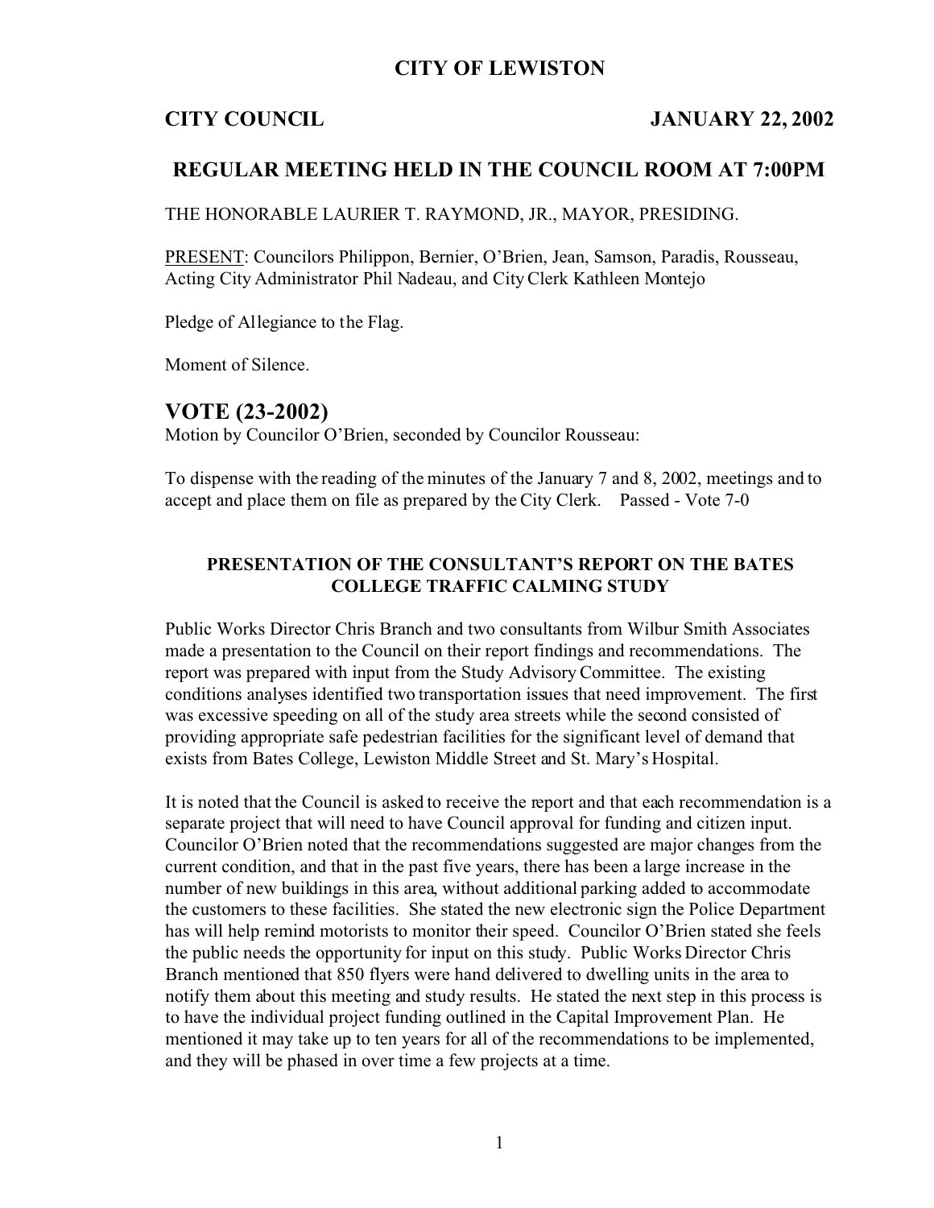# CITY OF LEWISTON

**CITY COUNCIL** **JANUARY 22, 2002**

## REGULAR MEETING HELD IN THE COUNCIL ROOM AT 7:00PM

THE HONORABLE LAURIER T. RAYMOND, JR., MAYOR, PRESIDING.

PRESENT: Councilors Philippon, Bernier, O'Brien, Jean, Samson, Paradis, Rousseau, Acting City Administrator Phil Nadeau, and City Clerk Kathleen Montejo

Pledge of Allegiance to the Flag.

Moment of Silence.

## VOTE (23-2002)

Motion by Councilor O'Brien, seconded by Councilor Rousseau:

To dispense with the reading of the minutes of the January 7 and 8, 2002, meetings and to accept and place them on file as prepared by the City Clerk. Passed - Vote 7-0

### PRESENTATION OF THE CONSULTANT'S REPORT ON THE BATES COLLEGE TRAFFIC CALMING STUDY

Public Works Director Chris Branch and two consultants from Wilbur Smith Associates made a presentation to the Council on their report findings and recommendations. The report was prepared with input from the Study Advisory Committee. The existing conditions analyses identified two transportation issues that need improvement. The first was excessive speeding on all of the study area streets while the second consisted of providing appropriate safe pedestrian facilities for the significant level of demand that exists from Bates College, Lewiston Middle Street and St. Mary's Hospital.

It is noted that the Council is asked to receive the report and that each recommendation is a separate project that will need to have Council approval for funding and citizen input. Councilor O'Brien noted that the recommendations suggested are major changes from the current condition, and that in the past five years, there has been a large increase in the number of new buildings in this area, without additional parking added to accommodate the customers to these facilities. She stated the new electronic sign the Police Department has will help remind motorists to monitor their speed. Councilor O'Brien stated she feels the public needs the opportunity for input on this study. Public Works Director Chris Branch mentioned that 850 flyers were hand delivered to dwelling units in the area to notify them about this meeting and study results. He stated the next step in this process is to have the individual project funding outlined in the Capital Improvement Plan. He mentioned it may take up to ten years for all of the recommendations to be implemented, and they will be phased in over time a few projects at a time.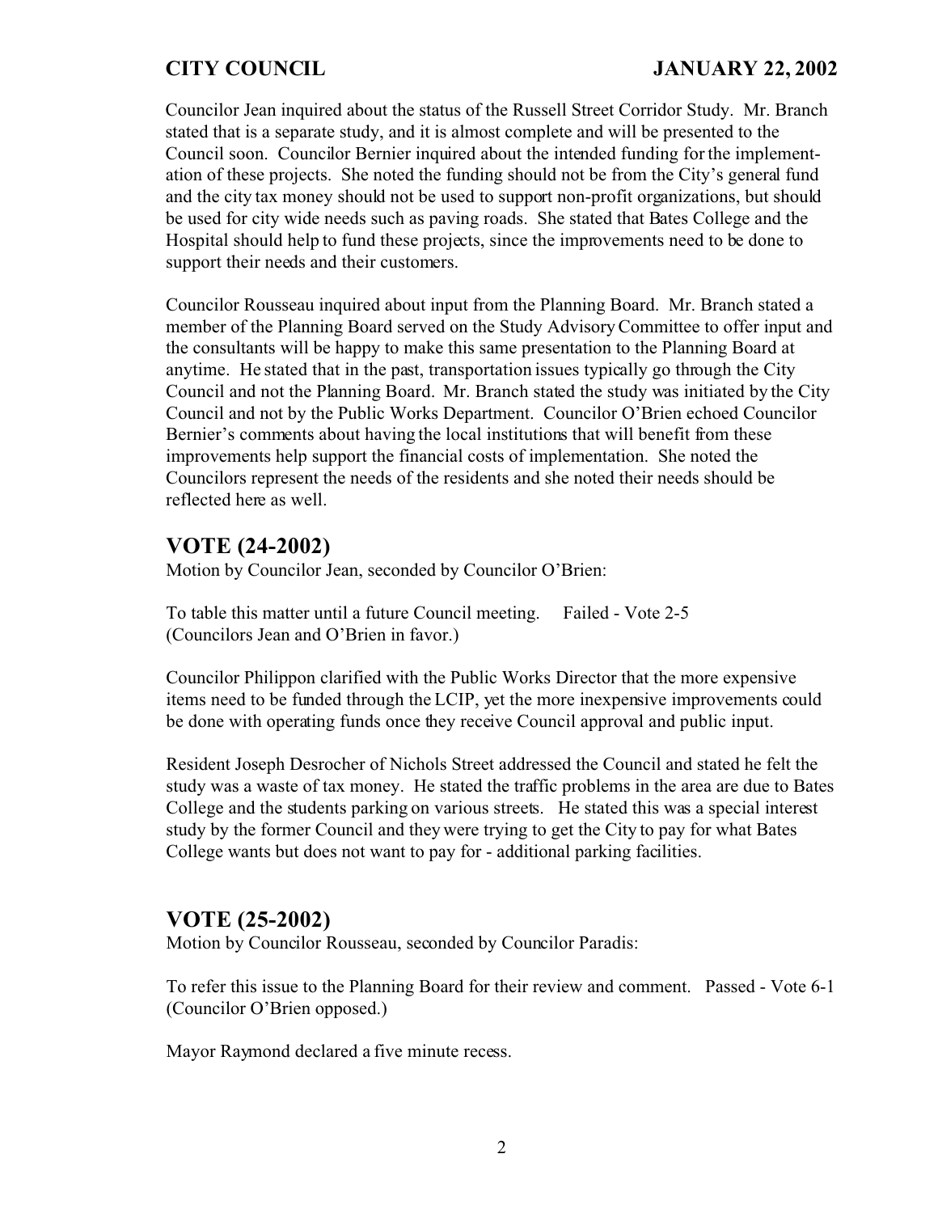Councilor Jean inquired about the status of the Russell Street Corridor Study. Mr. Branch stated that is a separate study, and it is almost complete and will be presented to the Council soon. Councilor Bernier inquired about the intended funding for the implementation of these projects. She noted the funding should not be from the City's general fund and the city tax money should not be used to support non-profit organizations, but should be used for city wide needs such as paving roads. She stated that Bates College and the Hospital should help to fund these projects, since the improvements need to be done to support their needs and their customers.

Councilor Rousseau inquired about input from the Planning Board. Mr. Branch stated a member of the Planning Board served on the Study Advisory Committee to offer input and the consultants will be happy to make this same presentation to the Planning Board at anytime. He stated that in the past, transportation issues typically go through the City Council and not the Planning Board. Mr. Branch stated the study was initiated by the City Council and not by the Public Works Department. Councilor O'Brien echoed Councilor Bernier's comments about having the local institutions that will benefit from these improvements help support the financial costs of implementation. She noted the Councilors represent the needs of the residents and she noted their needs should be reflected here as well.

## VOTE (24-2002)

Motion by Councilor Jean, seconded by Councilor O'Brien:

To table this matter until a future Council meeting. Failed - Vote 2-5 (Councilors Jean and O'Brien in favor.)

Councilor Philippon clarified with the Public Works Director that the more expensive items need to be funded through the LCIP, yet the more inexpensive improvements could be done with operating funds once they receive Council approval and public input.

Resident Joseph Desrocher of Nichols Street addressed the Council and stated he felt the study was a waste of tax money. He stated the traffic problems in the area are due to Bates College and the students parking on various streets. He stated this was a special interest study by the former Council and they were trying to get the City to pay for what Bates College wants but does not want to pay for - additional parking facilities.

## VOTE (25-2002)

Motion by Councilor Rousseau, seconded by Councilor Paradis:

To refer this issue to the Planning Board for their review and comment. Passed - Vote 6-1 (Councilor O'Brien opposed.)

Mayor Raymond declared a five minute recess.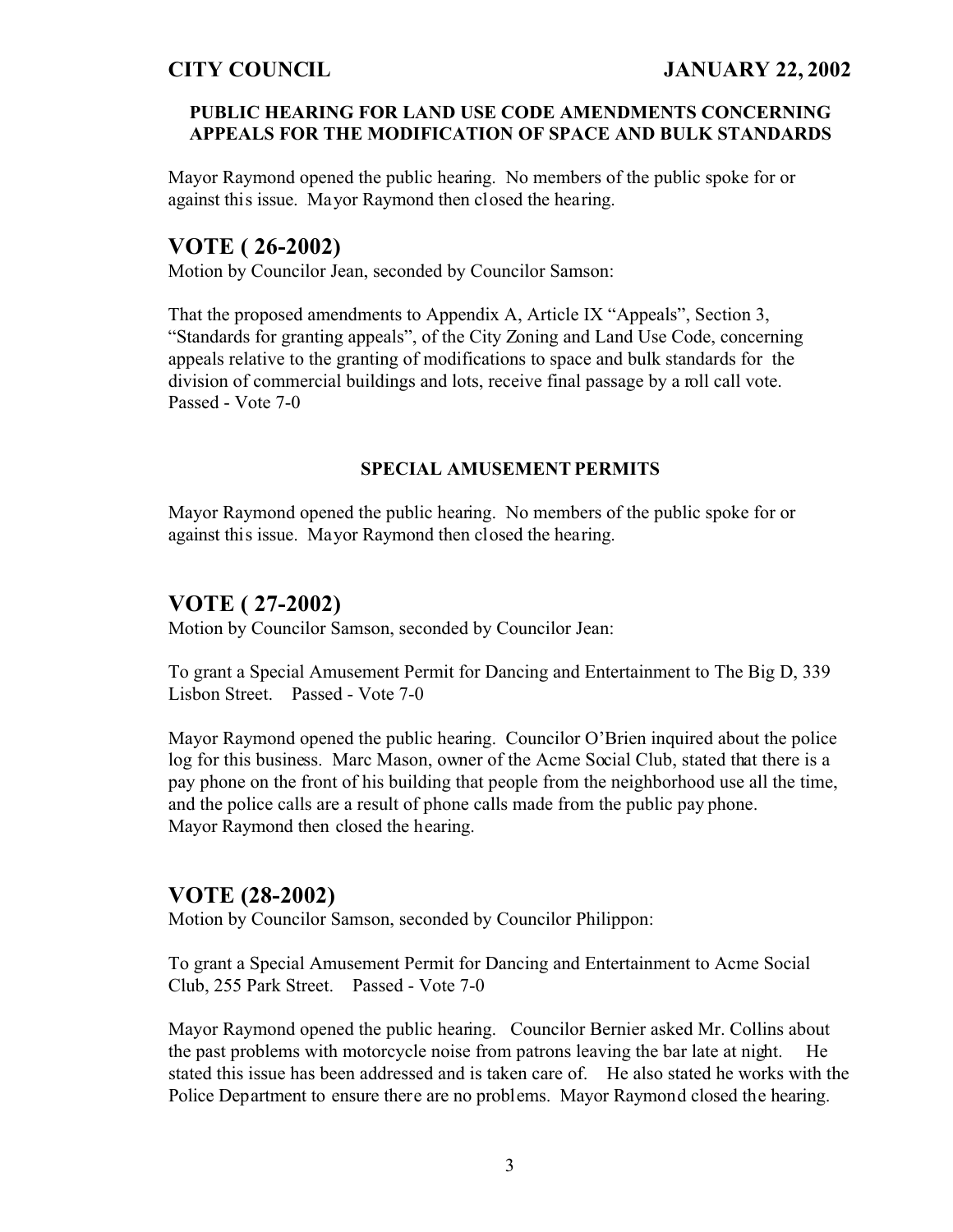#### PUBLIC HEARING FOR LAND USE CODE AMENDMENTS CONCERNING APPEALS FOR THE MODIFICATION OF SPACE AND BULK STANDARDS

Mayor Raymond opened the public hearing. No members of the public spoke for or against this issue. Mayor Raymond then closed the hearing.

## VOTE ( 26-2002)

Motion by Councilor Jean, seconded by Councilor Samson:

That the proposed amendments to Appendix A, Article IX "Appeals", Section 3, "Standards for granting appeals", of the City Zoning and Land Use Code, concerning appeals relative to the granting of modifications to space and bulk standards for the division of commercial buildings and lots, receive final passage by a roll call vote. Passed - Vote 7-0

#### SPECIAL AMUSEMENT PERMITS

Mayor Raymond opened the public hearing. No members of the public spoke for or against this issue. Mayor Raymond then closed the hearing.

## VOTE ( 27-2002)

Motion by Councilor Samson, seconded by Councilor Jean:

To grant a Special Amusement Permit for Dancing and Entertainment to The Big D, 339 Lisbon Street. Passed - Vote 7-0

Mayor Raymond opened the public hearing. Councilor O'Brien inquired about the police log for this business. Marc Mason, owner of the Acme Social Club, stated that there is a pay phone on the front of his building that people from the neighborhood use all the time, and the police calls are a result of phone calls made from the public pay phone. Mayor Raymond then closed the hearing.

## VOTE (28-2002)

Motion by Councilor Samson, seconded by Councilor Philippon:

To grant a Special Amusement Permit for Dancing and Entertainment to Acme Social Club, 255 Park Street. Passed - Vote 7-0

Mayor Raymond opened the public hearing. Councilor Bernier asked Mr. Collins about the past problems with motorcycle noise from patrons leaving the bar late at night. He stated this issue has been addressed and is taken care of. He also stated he works with the Police Department to ensure there are no problems. Mayor Raymond closed the hearing.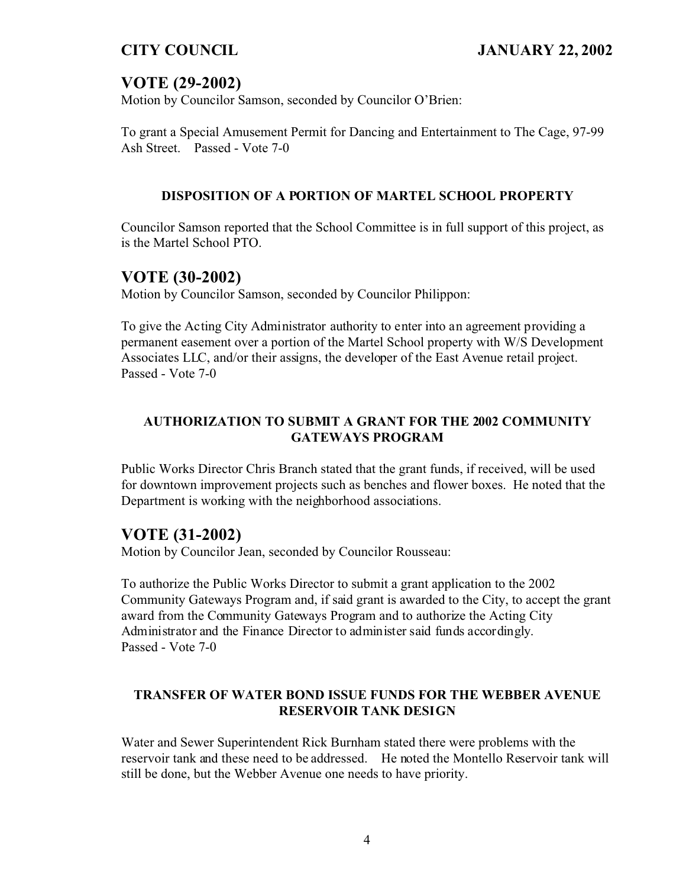## VOTE (29-2002)

Motion by Councilor Samson, seconded by Councilor O'Brien:

To grant a Special Amusement Permit for Dancing and Entertainment to The Cage, 97-99 Ash Street. Passed - Vote 7-0

### DISPOSITION OF A PORTION OF MARTEL SCHOOL PROPERTY

Councilor Samson reported that the School Committee is in full support of this project, as is the Martel School PTO.

## VOTE (30-2002)

Motion by Councilor Samson, seconded by Councilor Philippon:

To give the Acting City Administrator authority to enter into an agreement providing a permanent easement over a portion of the Martel School property with W/S Development Associates LLC, and/or their assigns, the developer of the East Avenue retail project.
Passed - Vote 7-0

### AUTHORIZATION TO SUBMIT A GRANT FOR THE 2002 COMMUNITY GATEWAYS PROGRAM

Public Works Director Chris Branch stated that the grant funds, if received, will be used for downtown improvement projects such as benches and flower boxes. He noted that the Department is working with the neighborhood associations.

## VOTE (31-2002)

Motion by Councilor Jean, seconded by Councilor Rousseau:

To authorize the Public Works Director to submit a grant application to the 2002 Community Gateways Program and, if said grant is awarded to the City, to accept the grant award from the Community Gateways Program and to authorize the Acting City Administrator and the Finance Director to administer said funds accordingly.
Passed - Vote 7-0

### TRANSFER OF WATER BOND ISSUE FUNDS FOR THE WEBBER AVENUE RESERVOIR TANK DESIGN

Water and Sewer Superintendent Rick Burnham stated there were problems with the reservoir tank and these need to be addressed. He noted the Montello Reservoir tank will still be done, but the Webber Avenue one needs to have priority.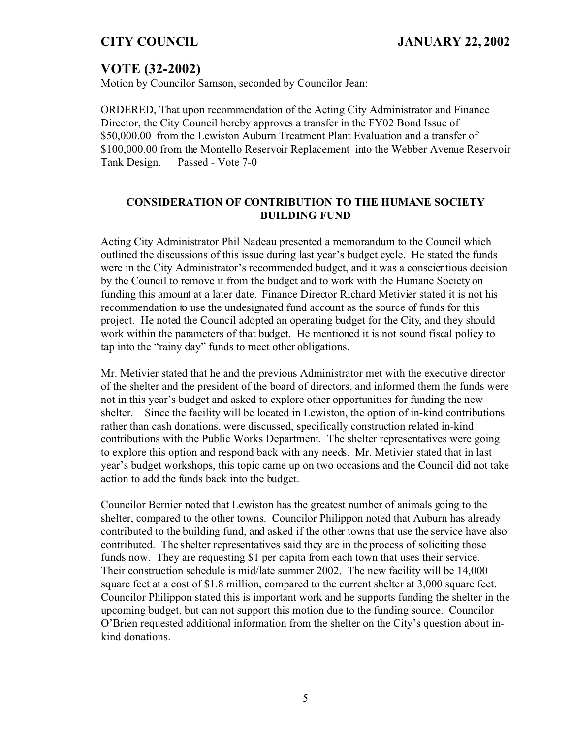## VOTE (32-2002)

Motion by Councilor Samson, seconded by Councilor Jean:

ORDERED, That upon recommendation of the Acting City Administrator and Finance Director, the City Council hereby approves a transfer in the FY02 Bond Issue of $50,000.00 from the Lewiston Auburn Treatment Plant Evaluation and a transfer of $100,000.00 from the Montello Reservoir Replacement into the Webber Avenue Reservoir Tank Design. Passed - Vote 7-0

### CONSIDERATION OF CONTRIBUTION TO THE HUMANE SOCIETY BUILDING FUND

Acting City Administrator Phil Nadeau presented a memorandum to the Council which outlined the discussions of this issue during last year's budget cycle. He stated the funds were in the City Administrator's recommended budget, and it was a conscientious decision by the Council to remove it from the budget and to work with the Humane Society on funding this amount at a later date. Finance Director Richard Metivier stated it is not his recommendation to use the undesignated fund account as the source of funds for this project. He noted the Council adopted an operating budget for the City, and they should work within the parameters of that budget. He mentioned it is not sound fiscal policy to tap into the "rainy day" funds to meet other obligations.

Mr. Metivier stated that he and the previous Administrator met with the executive director of the shelter and the president of the board of directors, and informed them the funds were not in this year's budget and asked to explore other opportunities for funding the new shelter. Since the facility will be located in Lewiston, the option of in-kind contributions rather than cash donations, were discussed, specifically construction related in-kind contributions with the Public Works Department. The shelter representatives were going to explore this option and respond back with any needs. Mr. Metivier stated that in last year's budget workshops, this topic came up on two occasions and the Council did not take action to add the funds back into the budget.

Councilor Bernier noted that Lewiston has the greatest number of animals going to the shelter, compared to the other towns. Councilor Philippon noted that Auburn has already contributed to the building fund, and asked if the other towns that use the service have also contributed. The shelter representatives said they are in the process of soliciting those funds now. They are requesting $1 per capita from each town that uses their service. Their construction schedule is mid/late summer 2002. The new facility will be 14,000 square feet at a cost of $1.8 million, compared to the current shelter at 3,000 square feet. Councilor Philippon stated this is important work and he supports funding the shelter in the upcoming budget, but can not support this motion due to the funding source. Councilor O'Brien requested additional information from the shelter on the City's question about in-kind donations.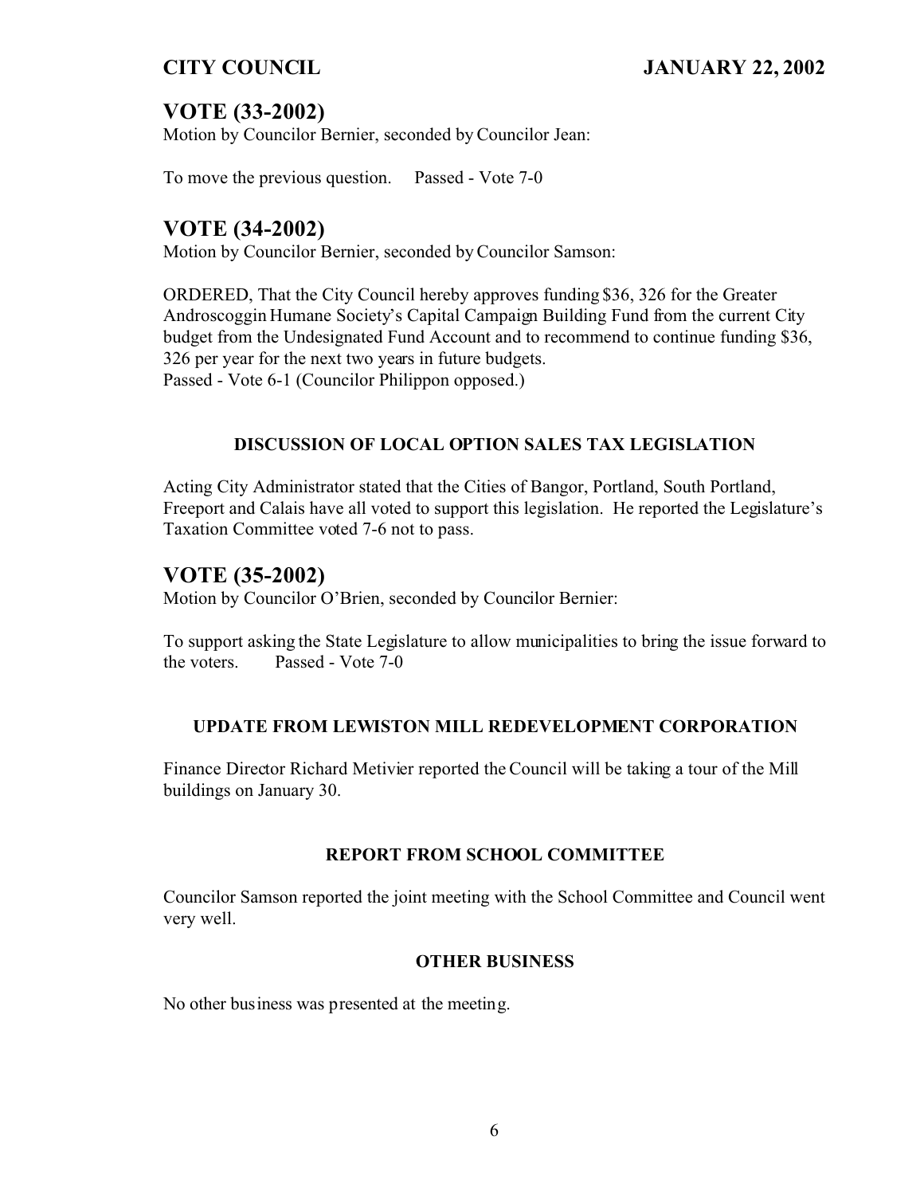## VOTE (33-2002)

Motion by Councilor Bernier, seconded by Councilor Jean:

To move the previous question. Passed - Vote 7-0

## VOTE (34-2002)

Motion by Councilor Bernier, seconded by Councilor Samson:

ORDERED, That the City Council hereby approves funding $36, 326 for the Greater Androscoggin Humane Society's Capital Campaign Building Fund from the current City budget from the Undesignated Fund Account and to recommend to continue funding $36, 326 per year for the next two years in future budgets.
Passed - Vote 6-1 (Councilor Philippon opposed.)

### DISCUSSION OF LOCAL OPTION SALES TAX LEGISLATION

Acting City Administrator stated that the Cities of Bangor, Portland, South Portland, Freeport and Calais have all voted to support this legislation. He reported the Legislature's Taxation Committee voted 7-6 not to pass.

## VOTE (35-2002)

Motion by Councilor O'Brien, seconded by Councilor Bernier:

To support asking the State Legislature to allow municipalities to bring the issue forward to the voters. Passed - Vote 7-0

### UPDATE FROM LEWISTON MILL REDEVELOPMENT CORPORATION

Finance Director Richard Metivier reported the Council will be taking a tour of the Mill buildings on January 30.

### REPORT FROM SCHOOL COMMITTEE

Councilor Samson reported the joint meeting with the School Committee and Council went very well.

### OTHER BUSINESS

No other business was presented at the meeting.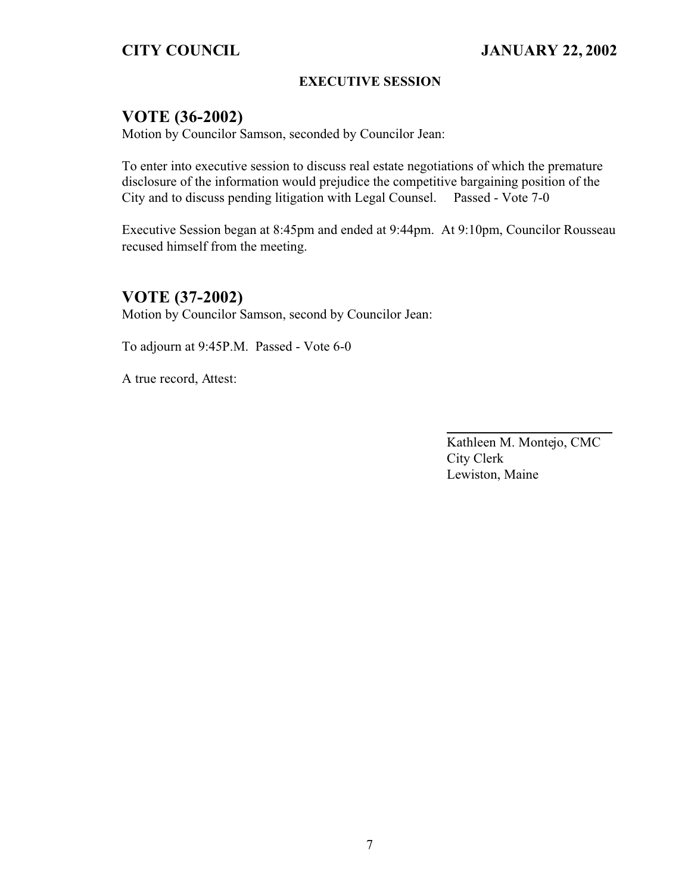**EXECUTIVE SESSION**

## VOTE (36-2002)

Motion by Councilor Samson, seconded by Councilor Jean:

To enter into executive session to discuss real estate negotiations of which the premature disclosure of the information would prejudice the competitive bargaining position of the City and to discuss pending litigation with Legal Counsel. Passed - Vote 7-0

Executive Session began at 8:45pm and ended at 9:44pm. At 9:10pm, Councilor Rousseau recused himself from the meeting.

## VOTE (37-2002)

Motion by Councilor Samson, second by Councilor Jean:

To adjourn at 9:45P.M. Passed - Vote 6-0

A true record, Attest:

Kathleen M. Montejo, CMC
City Clerk
Lewiston, Maine